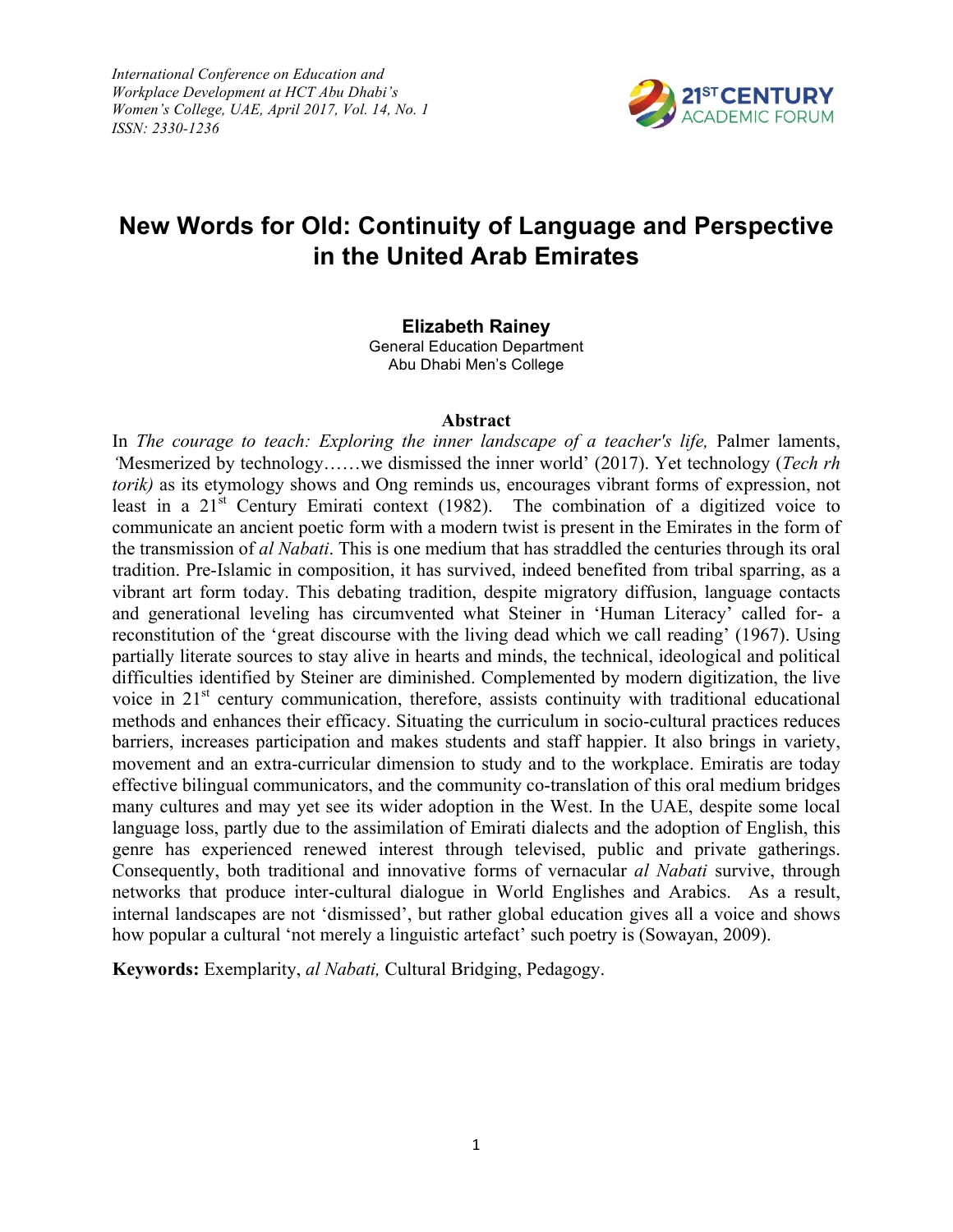# New Words for Old: Continuity of Language and Perspective in the United Arab Emirates

**Elizabeth Rainey**
General Education Department
Abu Dhabi Men's College

### Abstract

In *The courage to teach: Exploring the inner landscape of a teacher's life,* Palmer laments, 'Mesmerized by technology……we dismissed the inner world' (2017). Yet technology (*Tech rh torik)* as its etymology shows and Ong reminds us, encourages vibrant forms of expression, not least in a 21st Century Emirati context (1982). The combination of a digitized voice to communicate an ancient poetic form with a modern twist is present in the Emirates in the form of the transmission of *al Nabati*. This is one medium that has straddled the centuries through its oral tradition. Pre-Islamic in composition, it has survived, indeed benefited from tribal sparring, as a vibrant art form today. This debating tradition, despite migratory diffusion, language contacts and generational leveling has circumvented what Steiner in 'Human Literacy' called for- a reconstitution of the 'great discourse with the living dead which we call reading' (1967). Using partially literate sources to stay alive in hearts and minds, the technical, ideological and political difficulties identified by Steiner are diminished. Complemented by modern digitization, the live voice in 21st century communication, therefore, assists continuity with traditional educational methods and enhances their efficacy. Situating the curriculum in socio-cultural practices reduces barriers, increases participation and makes students and staff happier. It also brings in variety, movement and an extra-curricular dimension to study and to the workplace. Emiratis are today effective bilingual communicators, and the community co-translation of this oral medium bridges many cultures and may yet see its wider adoption in the West. In the UAE, despite some local language loss, partly due to the assimilation of Emirati dialects and the adoption of English, this genre has experienced renewed interest through televised, public and private gatherings. Consequently, both traditional and innovative forms of vernacular *al Nabati* survive, through networks that produce inter-cultural dialogue in World Englishes and Arabics. As a result, internal landscapes are not 'dismissed', but rather global education gives all a voice and shows how popular a cultural 'not merely a linguistic artefact' such poetry is (Sowayan, 2009).

**Keywords:** Exemplarity, *al Nabati,* Cultural Bridging, Pedagogy.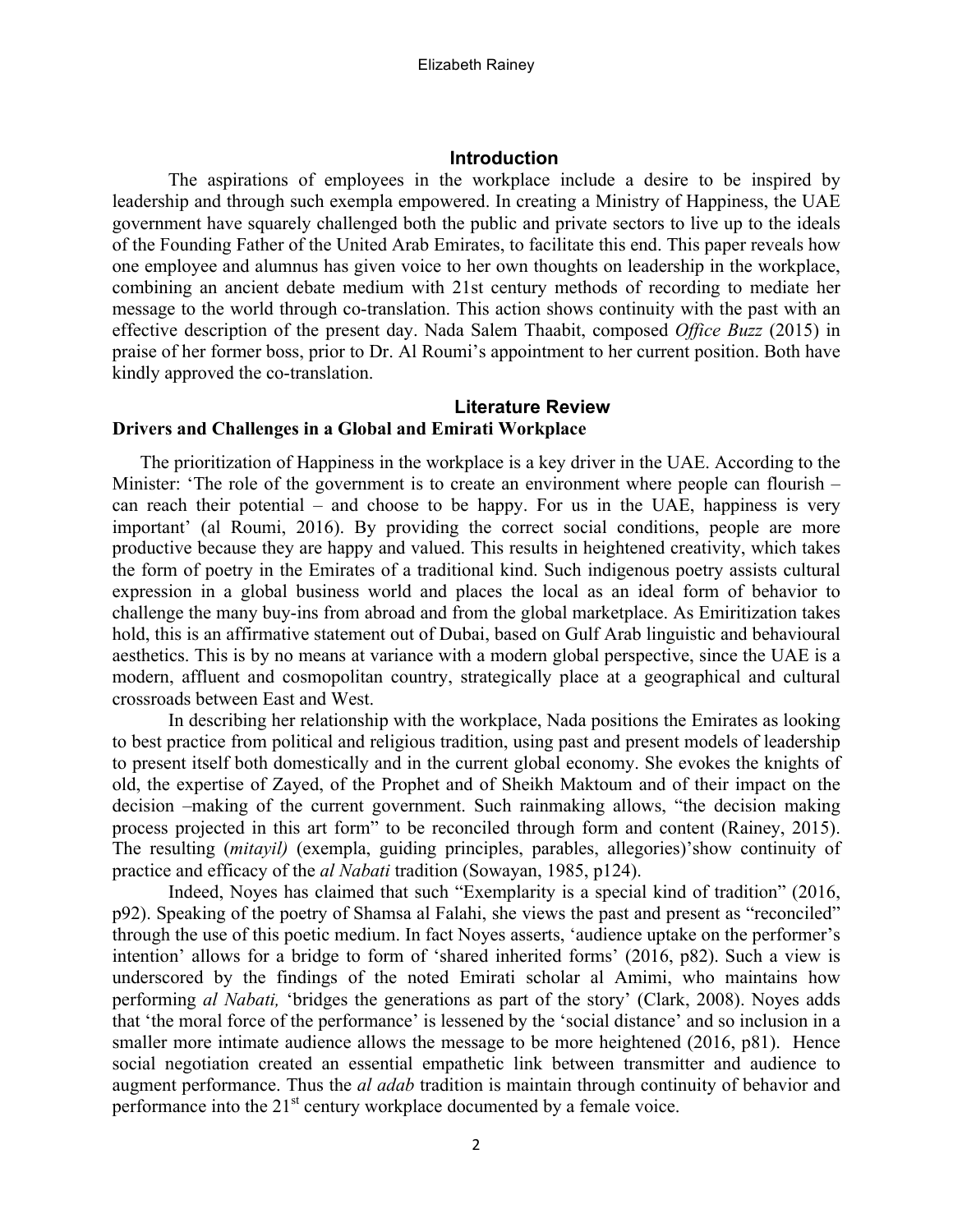## Introduction

The aspirations of employees in the workplace include a desire to be inspired by leadership and through such exempla empowered. In creating a Ministry of Happiness, the UAE government have squarely challenged both the public and private sectors to live up to the ideals of the Founding Father of the United Arab Emirates, to facilitate this end. This paper reveals how one employee and alumnus has given voice to her own thoughts on leadership in the workplace, combining an ancient debate medium with 21st century methods of recording to mediate her message to the world through co-translation. This action shows continuity with the past with an effective description of the present day. Nada Salem Thaabit, composed *Office Buzz* (2015) in praise of her former boss, prior to Dr. Al Roumi's appointment to her current position. Both have kindly approved the co-translation.

## Literature Review

### Drivers and Challenges in a Global and Emirati Workplace

The prioritization of Happiness in the workplace is a key driver in the UAE. According to the Minister: 'The role of the government is to create an environment where people can flourish – can reach their potential – and choose to be happy. For us in the UAE, happiness is very important' (al Roumi, 2016). By providing the correct social conditions, people are more productive because they are happy and valued. This results in heightened creativity, which takes the form of poetry in the Emirates of a traditional kind. Such indigenous poetry assists cultural expression in a global business world and places the local as an ideal form of behavior to challenge the many buy-ins from abroad and from the global marketplace. As Emiritization takes hold, this is an affirmative statement out of Dubai, based on Gulf Arab linguistic and behavioural aesthetics. This is by no means at variance with a modern global perspective, since the UAE is a modern, affluent and cosmopolitan country, strategically place at a geographical and cultural crossroads between East and West.

In describing her relationship with the workplace, Nada positions the Emirates as looking to best practice from political and religious tradition, using past and present models of leadership to present itself both domestically and in the current global economy. She evokes the knights of old, the expertise of Zayed, of the Prophet and of Sheikh Maktoum and of their impact on the decision –making of the current government. Such rainmaking allows, "the decision making process projected in this art form" to be reconciled through form and content (Rainey, 2015). The resulting (*mitayil)* (exempla, guiding principles, parables, allegories)'show continuity of practice and efficacy of the *al Nabati* tradition (Sowayan, 1985, p124).

Indeed, Noyes has claimed that such "Exemplarity is a special kind of tradition" (2016, p92). Speaking of the poetry of Shamsa al Falahi, she views the past and present as "reconciled" through the use of this poetic medium. In fact Noyes asserts, 'audience uptake on the performer's intention' allows for a bridge to form of 'shared inherited forms' (2016, p82). Such a view is underscored by the findings of the noted Emirati scholar al Amimi, who maintains how performing *al Nabati,* 'bridges the generations as part of the story' (Clark, 2008). Noyes adds that 'the moral force of the performance' is lessened by the 'social distance' and so inclusion in a smaller more intimate audience allows the message to be more heightened (2016, p81). Hence social negotiation created an essential empathetic link between transmitter and audience to augment performance. Thus the *al adab* tradition is maintain through continuity of behavior and performance into the 21st century workplace documented by a female voice.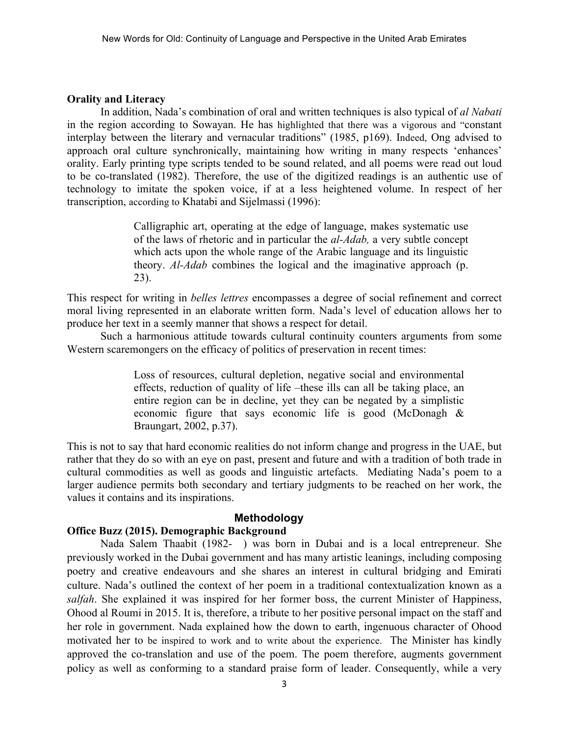**Orality and Literacy**

In addition, Nada's combination of oral and written techniques is also typical of *al Nabati* in the region according to Sowayan. He has highlighted that there was a vigorous and "constant interplay between the literary and vernacular traditions" (1985, p169). Indeed, Ong advised to approach oral culture synchronically, maintaining how writing in many respects 'enhances' orality. Early printing type scripts tended to be sound related, and all poems were read out loud to be co-translated (1982). Therefore, the use of the digitized readings is an authentic use of technology to imitate the spoken voice, if at a less heightened volume. In respect of her transcription, according to Khatabi and Sijelmassi (1996):

> Calligraphic art, operating at the edge of language, makes systematic use of the laws of rhetoric and in particular the *al-Adab,* a very subtle concept which acts upon the whole range of the Arabic language and its linguistic theory. *Al-Adab* combines the logical and the imaginative approach (p. 23).

This respect for writing in *belles lettres* encompasses a degree of social refinement and correct moral living represented in an elaborate written form. Nada's level of education allows her to produce her text in a seemly manner that shows a respect for detail.

Such a harmonious attitude towards cultural continuity counters arguments from some Western scaremongers on the efficacy of politics of preservation in recent times:

> Loss of resources, cultural depletion, negative social and environmental effects, reduction of quality of life –these ills can all be taking place, an entire region can be in decline, yet they can be negated by a simplistic economic figure that says economic life is good (McDonagh & Braungart, 2002, p.37).

This is not to say that hard economic realities do not inform change and progress in the UAE, but rather that they do so with an eye on past, present and future and with a tradition of both trade in cultural commodities as well as goods and linguistic artefacts. Mediating Nada's poem to a larger audience permits both secondary and tertiary judgments to be reached on her work, the values it contains and its inspirations.

## Methodology

**Office Buzz (2015). Demographic Background**

Nada Salem Thaabit (1982- ) was born in Dubai and is a local entrepreneur. She previously worked in the Dubai government and has many artistic leanings, including composing poetry and creative endeavours and she shares an interest in cultural bridging and Emirati culture. Nada's outlined the context of her poem in a traditional contextualization known as a *salfah*. She explained it was inspired for her former boss, the current Minister of Happiness, Ohood al Roumi in 2015. It is, therefore, a tribute to her positive personal impact on the staff and her role in government. Nada explained how the down to earth, ingenuous character of Ohood motivated her to be inspired to work and to write about the experience. The Minister has kindly approved the co-translation and use of the poem. The poem therefore, augments government policy as well as conforming to a standard praise form of leader. Consequently, while a very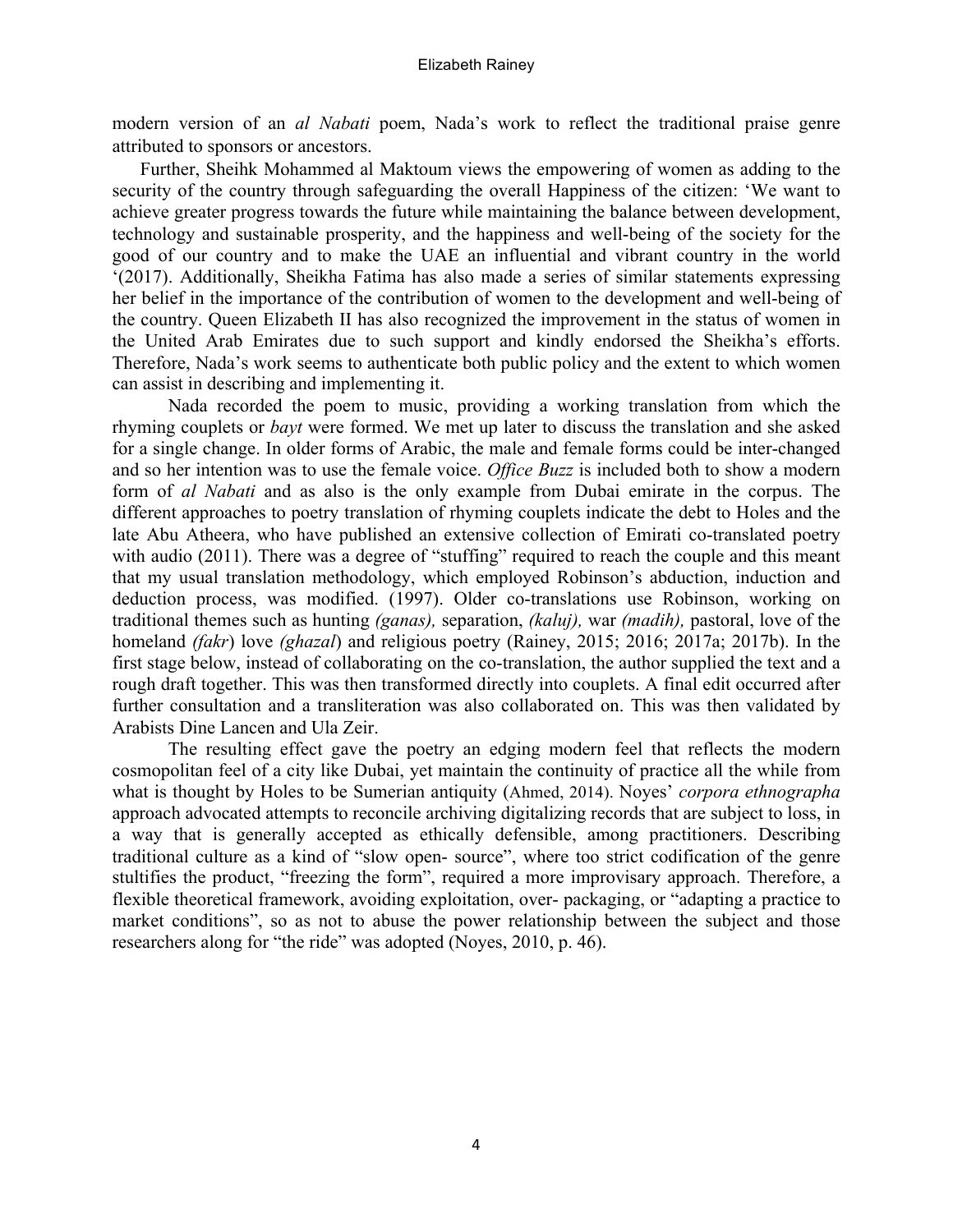modern version of an *al Nabati* poem, Nada's work to reflect the traditional praise genre attributed to sponsors or ancestors.

Further, Sheihk Mohammed al Maktoum views the empowering of women as adding to the security of the country through safeguarding the overall Happiness of the citizen: 'We want to achieve greater progress towards the future while maintaining the balance between development, technology and sustainable prosperity, and the happiness and well-being of the society for the good of our country and to make the UAE an influential and vibrant country in the world '(2017). Additionally, Sheikha Fatima has also made a series of similar statements expressing her belief in the importance of the contribution of women to the development and well-being of the country. Queen Elizabeth II has also recognized the improvement in the status of women in the United Arab Emirates due to such support and kindly endorsed the Sheikha's efforts. Therefore, Nada's work seems to authenticate both public policy and the extent to which women can assist in describing and implementing it.

Nada recorded the poem to music, providing a working translation from which the rhyming couplets or *bayt* were formed. We met up later to discuss the translation and she asked for a single change. In older forms of Arabic, the male and female forms could be inter-changed and so her intention was to use the female voice. *Office Buzz* is included both to show a modern form of *al Nabati* and as also is the only example from Dubai emirate in the corpus. The different approaches to poetry translation of rhyming couplets indicate the debt to Holes and the late Abu Atheera, who have published an extensive collection of Emirati co-translated poetry with audio (2011). There was a degree of "stuffing" required to reach the couple and this meant that my usual translation methodology, which employed Robinson's abduction, induction and deduction process, was modified. (1997). Older co-translations use Robinson, working on traditional themes such as hunting *(ganas),* separation, *(kaluj),* war *(madih),* pastoral, love of the homeland *(fakr*) love *(ghazal*) and religious poetry (Rainey, 2015; 2016; 2017a; 2017b). In the first stage below, instead of collaborating on the co-translation, the author supplied the text and a rough draft together. This was then transformed directly into couplets. A final edit occurred after further consultation and a transliteration was also collaborated on. This was then validated by Arabists Dine Lancen and Ula Zeir.

The resulting effect gave the poetry an edging modern feel that reflects the modern cosmopolitan feel of a city like Dubai, yet maintain the continuity of practice all the while from what is thought by Holes to be Sumerian antiquity (Ahmed, 2014). Noyes' *corpora ethnographa* approach advocated attempts to reconcile archiving digitalizing records that are subject to loss, in a way that is generally accepted as ethically defensible, among practitioners. Describing traditional culture as a kind of "slow open- source", where too strict codification of the genre stultifies the product, "freezing the form", required a more improvisary approach. Therefore, a flexible theoretical framework, avoiding exploitation, over- packaging, or "adapting a practice to market conditions", so as not to abuse the power relationship between the subject and those researchers along for "the ride" was adopted (Noyes, 2010, p. 46).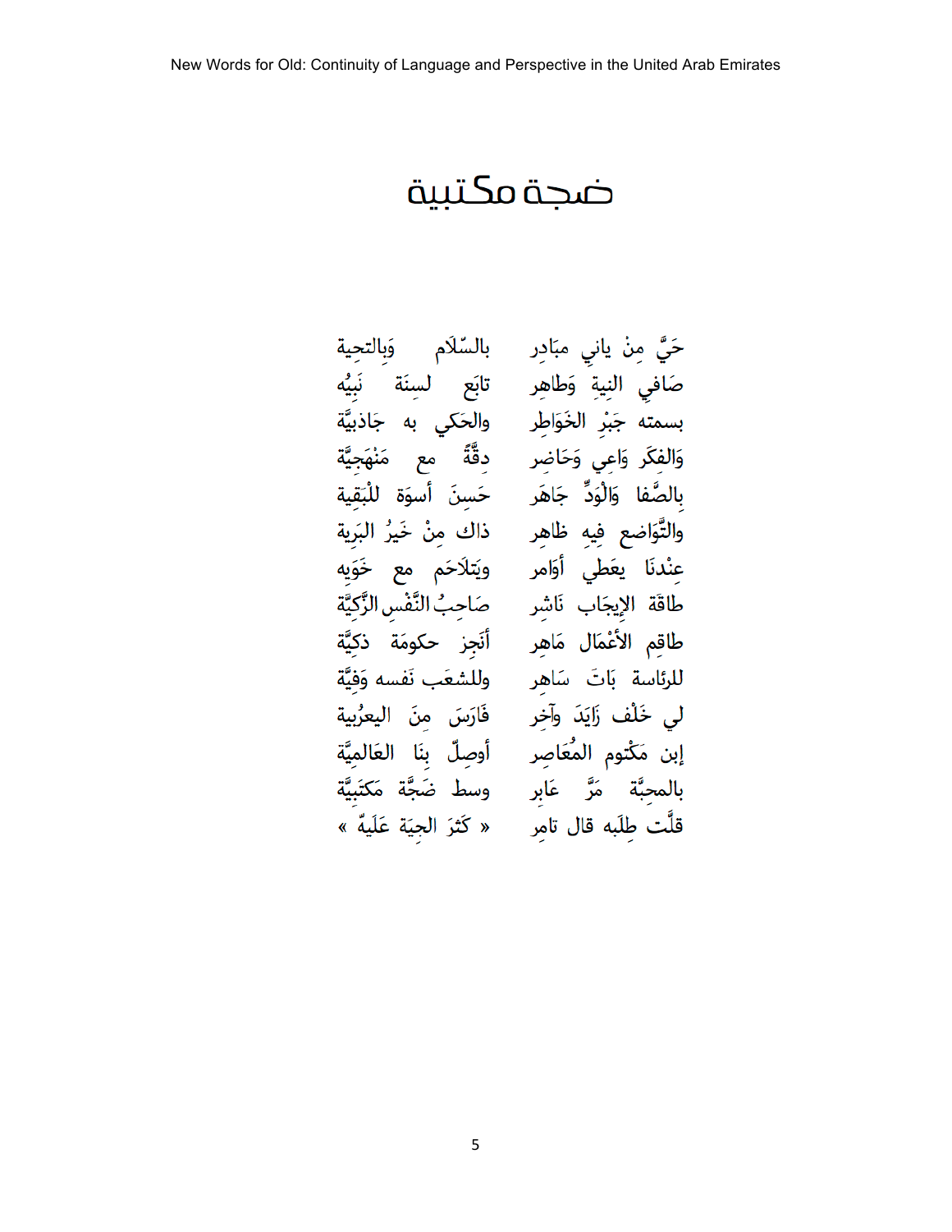# ضجة مكتبية

حَيَّ مِنْ ياني مبَادِر بالسّلَام وَبالتحية

صَافِي النيةِ وَطاهِر تابَع لسنَة نَبِيُه

بسمته جَبْرِ الخَوَاطِر والحَكي به جَاذبيَّة

وَالفِكَر وَاعِي وَحَاضِر دِقَّةً مع مَنْهَجيَّة

بِالصَّفا وَالْوَدِّ جَاهَر حَسِنَ أسوَة للْبَقية

والتَّوَاضع فيهِ ظاهِر ذاك مِنْ خَيرُ البَرية

عِنْدنَا يعَطي أوَامر ويتَلاحَم مع خَوَيه

طاقَة الإيجَاب نَاشِر صَاحِبُ النَّفْسِ الزَّكيَّة

طاقِم الأعْمَال مَاهِر أنَجز حكومَة ذكيَّة

للرئاسة بَاتَ سَاهِر وللشعَب نَفسه وَفيَّة

لي خَلْف زَايَدَ وآخِر فَارَسَ مِنَ اليعرُبية

إبن مَكتوم المُعَاصِر أوصلّ بِنَا العَالميَّة

بالمحبَّة مَرَّ عَابِر وسط ضَجَّة مَكتَبيَّة

قلَّت طِلَبه قال تامِر « كَثرَ الجيَة عَلَيهّ »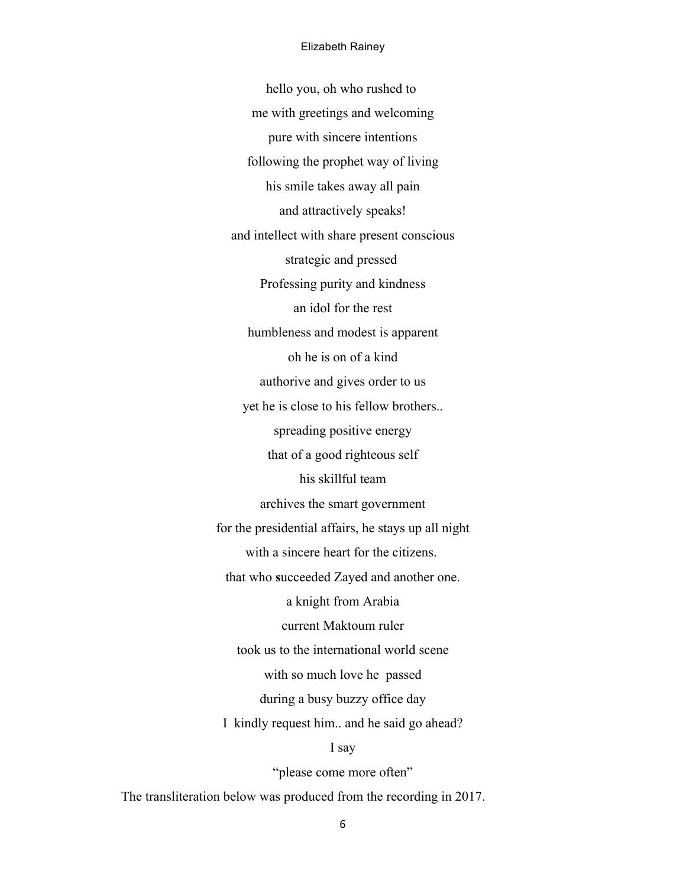hello you, oh who rushed to

me with greetings and welcoming

pure with sincere intentions

following the prophet way of living

his smile takes away all pain

and attractively speaks!

and intellect with share present conscious

strategic and pressed

Professing purity and kindness

an idol for the rest

humbleness and modest is apparent

oh he is on of a kind

authorive and gives order to us

yet he is close to his fellow brothers..

spreading positive energy

that of a good righteous self

his skillful team

archives the smart government

for the presidential affairs, he stays up all night

with a sincere heart for the citizens.

that who **s**ucceeded Zayed and another one.

a knight from Arabia

current Maktoum ruler

took us to the international world scene

with so much love he passed

during a busy buzzy office day

I kindly request him.. and he said go ahead?

I say

"please come more often"

The transliteration below was produced from the recording in 2017.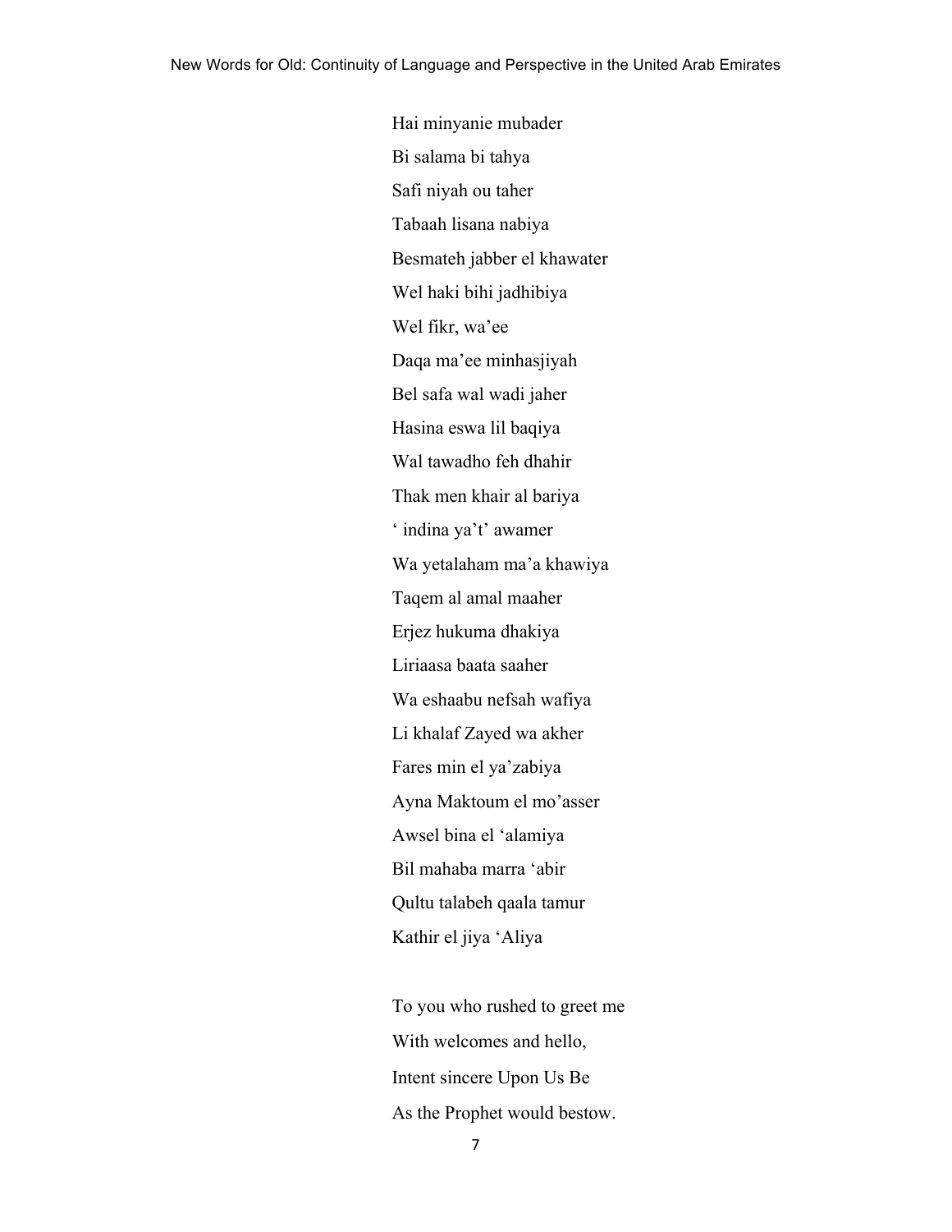Hai minyanie mubader

Bi salama bi tahya

Safi niyah ou taher

Tabaah lisana nabiya

Besmateh jabber el khawater

Wel haki bihi jadhibiya

Wel fikr, wa'ee

Daqa ma'ee minhasjiyah

Bel safa wal wadi jaher

Hasina eswa lil baqiya

Wal tawadho feh dhahir

Thak men khair al bariya

' indina ya't' awamer

Wa yetalaham ma'a khawiya

Taqem al amal maaher

Erjez hukuma dhakiya

Liriaasa baata saaher

Wa eshaabu nefsah wafiya

Li khalaf Zayed wa akher

Fares min el ya'zabiya

Ayna Maktoum el mo'asser

Awsel bina el 'alamiya

Bil mahaba marra 'abir

Qultu talabeh qaala tamur

Kathir el jiya 'Aliya

To you who rushed to greet me

With welcomes and hello,

Intent sincere Upon Us Be

As the Prophet would bestow.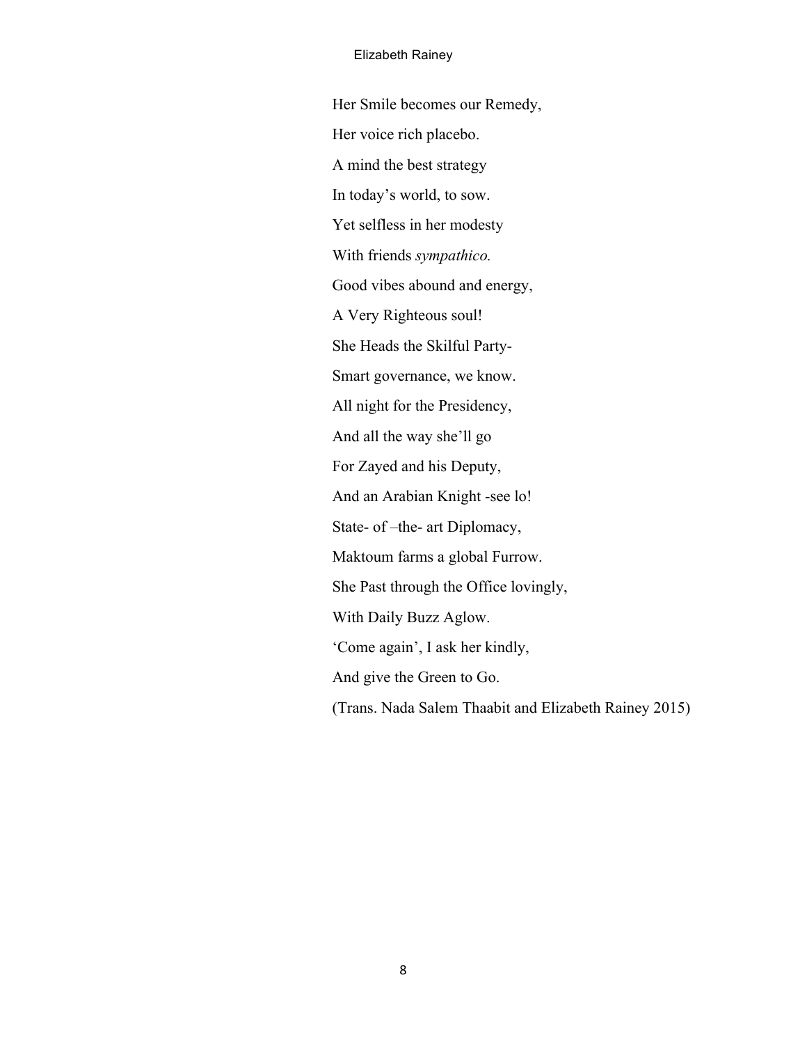Her Smile becomes our Remedy,

Her voice rich placebo.

A mind the best strategy

In today's world, to sow.

Yet selfless in her modesty

With friends *sympathico.*

Good vibes abound and energy,

A Very Righteous soul!

She Heads the Skilful Party-

Smart governance, we know.

All night for the Presidency,

And all the way she'll go

For Zayed and his Deputy,

And an Arabian Knight -see lo!

State- of –the- art Diplomacy,

Maktoum farms a global Furrow.

She Past through the Office lovingly,

With Daily Buzz Aglow.

'Come again', I ask her kindly,

And give the Green to Go.

(Trans. Nada Salem Thaabit and Elizabeth Rainey 2015)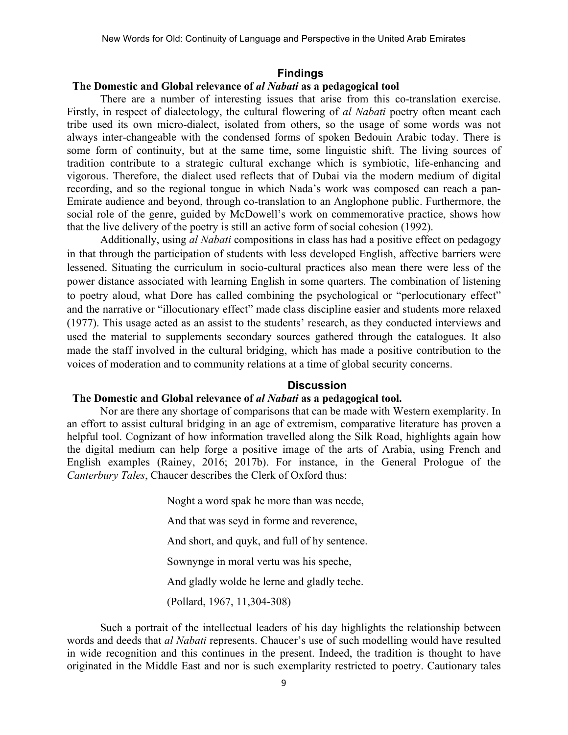## Findings

### The Domestic and Global relevance of *al Nabati* as a pedagogical tool

There are a number of interesting issues that arise from this co-translation exercise. Firstly, in respect of dialectology, the cultural flowering of *al Nabati* poetry often meant each tribe used its own micro-dialect, isolated from others, so the usage of some words was not always inter-changeable with the condensed forms of spoken Bedouin Arabic today. There is some form of continuity, but at the same time, some linguistic shift. The living sources of tradition contribute to a strategic cultural exchange which is symbiotic, life-enhancing and vigorous. Therefore, the dialect used reflects that of Dubai via the modern medium of digital recording, and so the regional tongue in which Nada's work was composed can reach a pan-Emirate audience and beyond, through co-translation to an Anglophone public. Furthermore, the social role of the genre, guided by McDowell's work on commemorative practice, shows how that the live delivery of the poetry is still an active form of social cohesion (1992).

Additionally, using *al Nabati* compositions in class has had a positive effect on pedagogy in that through the participation of students with less developed English, affective barriers were lessened. Situating the curriculum in socio-cultural practices also mean there were less of the power distance associated with learning English in some quarters. The combination of listening to poetry aloud, what Dore has called combining the psychological or "perlocutionary effect" and the narrative or "illocutionary effect" made class discipline easier and students more relaxed (1977). This usage acted as an assist to the students' research, as they conducted interviews and used the material to supplements secondary sources gathered through the catalogues. It also made the staff involved in the cultural bridging, which has made a positive contribution to the voices of moderation and to community relations at a time of global security concerns.

## Discussion

### The Domestic and Global relevance of *al Nabati* as a pedagogical tool.

Nor are there any shortage of comparisons that can be made with Western exemplarity. In an effort to assist cultural bridging in an age of extremism, comparative literature has proven a helpful tool. Cognizant of how information travelled along the Silk Road, highlights again how the digital medium can help forge a positive image of the arts of Arabia, using French and English examples (Rainey, 2016; 2017b). For instance, in the General Prologue of the *Canterbury Tales*, Chaucer describes the Clerk of Oxford thus:

> Noght a word spak he more than was neede,
>
> And that was seyd in forme and reverence,
>
> And short, and quyk, and full of hy sentence.
>
> Sownynge in moral vertu was his speche,
>
> And gladly wolde he lerne and gladly teche.
>
> (Pollard, 1967, 11,304-308)

Such a portrait of the intellectual leaders of his day highlights the relationship between words and deeds that *al Nabati* represents. Chaucer's use of such modelling would have resulted in wide recognition and this continues in the present. Indeed, the tradition is thought to have originated in the Middle East and nor is such exemplarity restricted to poetry. Cautionary tales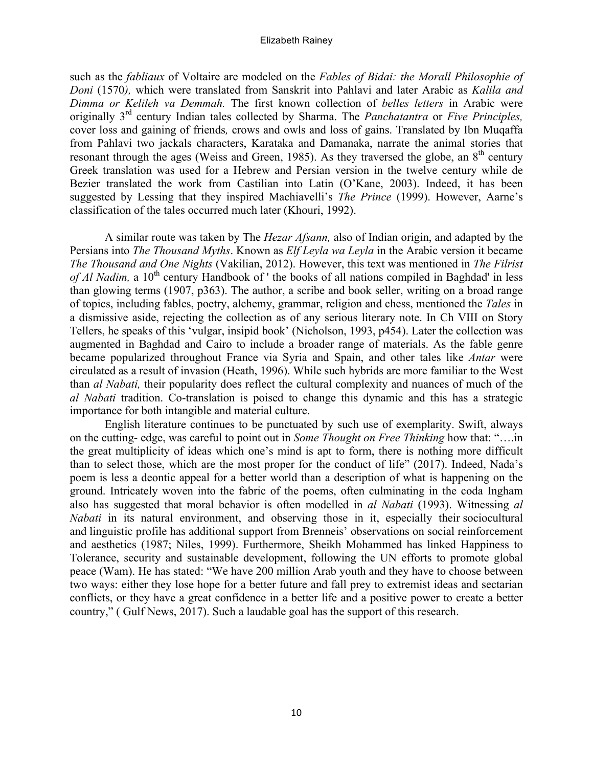such as the *fabliaux* of Voltaire are modeled on the *Fables of Bidai: the Morall Philosophie of Doni* (1570*),* which were translated from Sanskrit into Pahlavi and later Arabic as *Kalila and Dimma or Kelileh va Demmah.* The first known collection of *belles letters* in Arabic were originally 3rd century Indian tales collected by Sharma. The *Panchatantra* or *Five Principles,* cover loss and gaining of friends*,* crows and owls and loss of gains. Translated by Ibn Muqaffa from Pahlavi two jackals characters, Karataka and Damanaka, narrate the animal stories that resonant through the ages (Weiss and Green, 1985). As they traversed the globe, an 8th century Greek translation was used for a Hebrew and Persian version in the twelve century while de Bezier translated the work from Castilian into Latin (O'Kane, 2003). Indeed, it has been suggested by Lessing that they inspired Machiavelli's *The Prince* (1999). However, Aarne's classification of the tales occurred much later (Khouri, 1992).

A similar route was taken by The *Hezar Afsann,* also of Indian origin, and adapted by the Persians into *The Thousand Myths*. Known as *Elf Leyla wa Leyla* in the Arabic version it became *The Thousand and One Nights* (Vakilian, 2012). However, this text was mentioned in *The Filrist of Al Nadim,* a 10th century Handbook of ' the books of all nations compiled in Baghdad' in less than glowing terms (1907, p363). The author, a scribe and book seller, writing on a broad range of topics, including fables, poetry, alchemy, grammar, religion and chess, mentioned the *Tales* in a dismissive aside, rejecting the collection as of any serious literary note. In Ch VIII on Story Tellers, he speaks of this 'vulgar, insipid book' (Nicholson, 1993, p454). Later the collection was augmented in Baghdad and Cairo to include a broader range of materials. As the fable genre became popularized throughout France via Syria and Spain, and other tales like *Antar* were circulated as a result of invasion (Heath, 1996). While such hybrids are more familiar to the West than *al Nabati,* their popularity does reflect the cultural complexity and nuances of much of the *al Nabati* tradition. Co-translation is poised to change this dynamic and this has a strategic importance for both intangible and material culture.

English literature continues to be punctuated by such use of exemplarity. Swift, always on the cutting- edge, was careful to point out in *Some Thought on Free Thinking* how that: "….in the great multiplicity of ideas which one's mind is apt to form, there is nothing more difficult than to select those, which are the most proper for the conduct of life" (2017). Indeed, Nada's poem is less a deontic appeal for a better world than a description of what is happening on the ground. Intricately woven into the fabric of the poems, often culminating in the coda Ingham also has suggested that moral behavior is often modelled in *al Nabati* (1993). Witnessing *al Nabati* in its natural environment, and observing those in it, especially their sociocultural and linguistic profile has additional support from Brenneis' observations on social reinforcement and aesthetics (1987; Niles, 1999). Furthermore, Sheikh Mohammed has linked Happiness to Tolerance, security and sustainable development, following the UN efforts to promote global peace (Wam). He has stated: "We have 200 million Arab youth and they have to choose between two ways: either they lose hope for a better future and fall prey to extremist ideas and sectarian conflicts, or they have a great confidence in a better life and a positive power to create a better country," ( Gulf News, 2017). Such a laudable goal has the support of this research.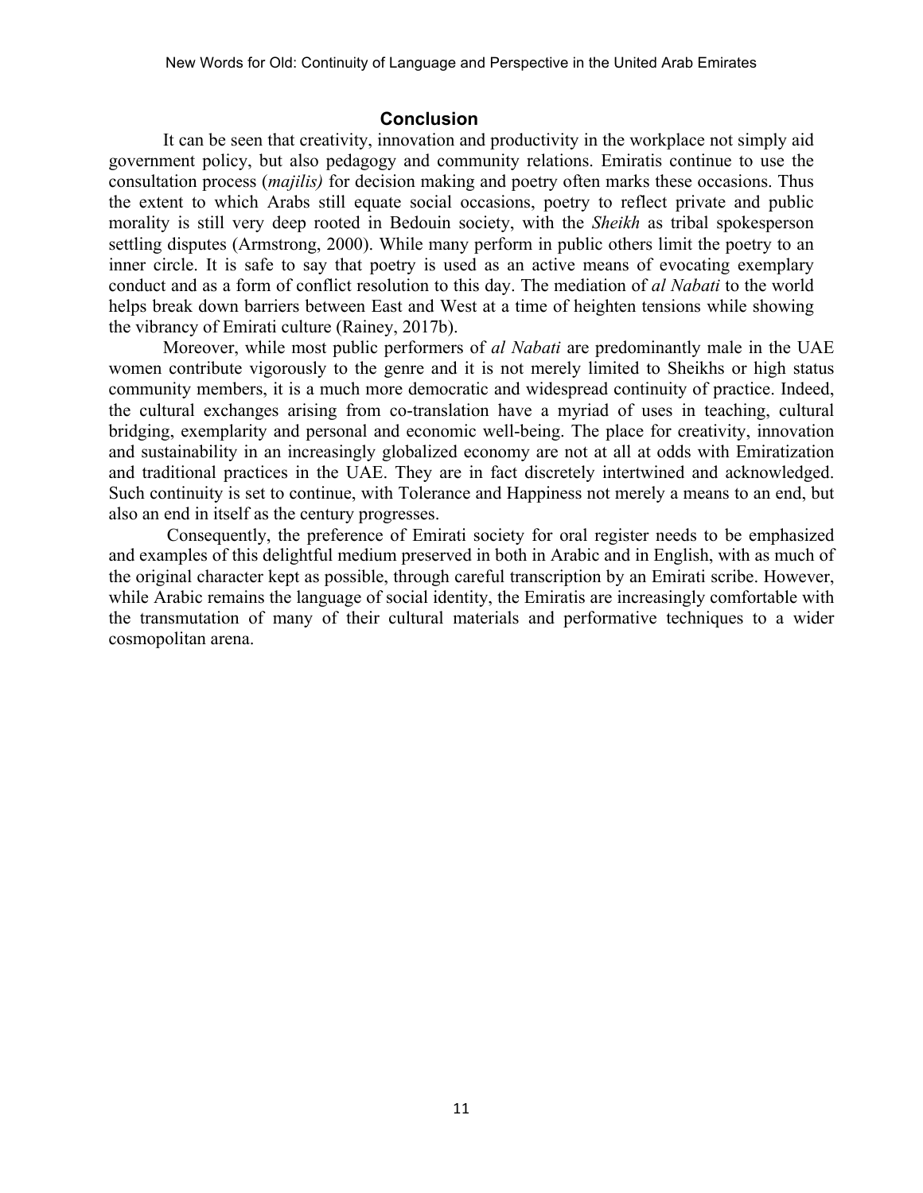## Conclusion

It can be seen that creativity, innovation and productivity in the workplace not simply aid government policy, but also pedagogy and community relations. Emiratis continue to use the consultation process (*majilis)* for decision making and poetry often marks these occasions. Thus the extent to which Arabs still equate social occasions, poetry to reflect private and public morality is still very deep rooted in Bedouin society, with the *Sheikh* as tribal spokesperson settling disputes (Armstrong, 2000). While many perform in public others limit the poetry to an inner circle. It is safe to say that poetry is used as an active means of evocating exemplary conduct and as a form of conflict resolution to this day. The mediation of *al Nabati* to the world helps break down barriers between East and West at a time of heighten tensions while showing the vibrancy of Emirati culture (Rainey, 2017b).

Moreover, while most public performers of *al Nabati* are predominantly male in the UAE women contribute vigorously to the genre and it is not merely limited to Sheikhs or high status community members, it is a much more democratic and widespread continuity of practice. Indeed, the cultural exchanges arising from co-translation have a myriad of uses in teaching, cultural bridging, exemplarity and personal and economic well-being. The place for creativity, innovation and sustainability in an increasingly globalized economy are not at all at odds with Emiratization and traditional practices in the UAE. They are in fact discretely intertwined and acknowledged. Such continuity is set to continue, with Tolerance and Happiness not merely a means to an end, but also an end in itself as the century progresses.

Consequently, the preference of Emirati society for oral register needs to be emphasized and examples of this delightful medium preserved in both in Arabic and in English, with as much of the original character kept as possible, through careful transcription by an Emirati scribe. However, while Arabic remains the language of social identity, the Emiratis are increasingly comfortable with the transmutation of many of their cultural materials and performative techniques to a wider cosmopolitan arena.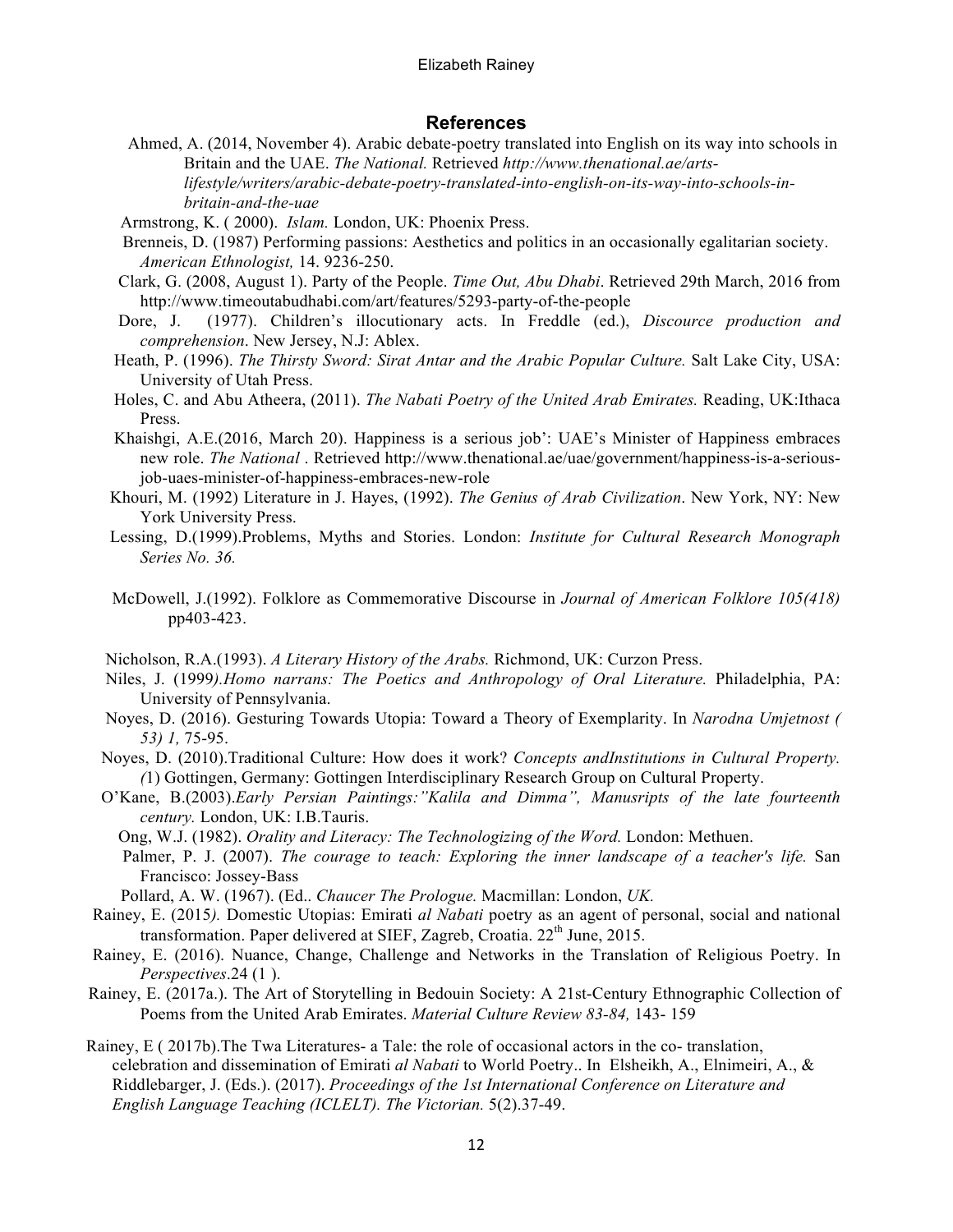## References

Ahmed, A. (2014, November 4). Arabic debate-poetry translated into English on its way into schools in Britain and the UAE. *The National.* Retrieved *http://www.thenational.ae/arts-lifestyle/writers/arabic-debate-poetry-translated-into-english-on-its-way-into-schools-in-britain-and-the-uae*

Armstrong, K. ( 2000). *Islam.* London, UK: Phoenix Press.

Brenneis, D. (1987) Performing passions: Aesthetics and politics in an occasionally egalitarian society. *American Ethnologist,* 14. 9236-250.

Clark, G. (2008, August 1). Party of the People. *Time Out, Abu Dhabi*. Retrieved 29th March, 2016 from http://www.timeoutabudhabi.com/art/features/5293-party-of-the-people

Dore, J. (1977). Children's illocutionary acts. In Freddle (ed.), *Discource production and comprehension*. New Jersey, N.J: Ablex.

Heath, P. (1996). *The Thirsty Sword: Sirat Antar and the Arabic Popular Culture.* Salt Lake City, USA: University of Utah Press.

Holes, C. and Abu Atheera, (2011). *The Nabati Poetry of the United Arab Emirates.* Reading, UK:Ithaca Press.

Khaishgi, A.E.(2016, March 20). Happiness is a serious job': UAE's Minister of Happiness embraces new role. *The National* . Retrieved http://www.thenational.ae/uae/government/happiness-is-a-serious-job-uaes-minister-of-happiness-embraces-new-role

Khouri, M. (1992) Literature in J. Hayes, (1992). *The Genius of Arab Civilization*. New York, NY: New York University Press.

Lessing, D.(1999).Problems, Myths and Stories. London: *Institute for Cultural Research Monograph Series No. 36.*

McDowell, J.(1992). Folklore as Commemorative Discourse in *Journal of American Folklore 105(418)* pp403-423.

Nicholson, R.A.(1993). *A Literary History of the Arabs.* Richmond, UK: Curzon Press.

Niles, J. (1999*).Homo narrans: The Poetics and Anthropology of Oral Literature.* Philadelphia, PA: University of Pennsylvania.

Noyes, D. (2016). Gesturing Towards Utopia: Toward a Theory of Exemplarity. In *Narodna Umjetnost ( 53) 1,* 75-95.

Noyes, D. (2010).Traditional Culture: How does it work? *Concepts andInstitutions in Cultural Property. (*1) Gottingen, Germany: Gottingen Interdisciplinary Research Group on Cultural Property.

O'Kane, B.(2003).*Early Persian Paintings:"Kalila and Dimma", Manusripts of the late fourteenth century.* London, UK: I.B.Tauris.

Ong, W.J. (1982). *Orality and Literacy: The Technologizing of the Word.* London: Methuen.

Palmer, P. J. (2007). *The courage to teach: Exploring the inner landscape of a teacher's life.* San Francisco: Jossey-Bass

Pollard, A. W. (1967). (Ed.. *Chaucer The Prologue.* Macmillan: London, *UK.*

Rainey, E. (2015*).* Domestic Utopias: Emirati *al Nabati* poetry as an agent of personal, social and national transformation. Paper delivered at SIEF, Zagreb, Croatia. 22[th] June, 2015.

Rainey, E. (2016). Nuance, Change, Challenge and Networks in the Translation of Religious Poetry. In *Perspectives*.24 (1 ).

Rainey, E. (2017a.). The Art of Storytelling in Bedouin Society: A 21st-Century Ethnographic Collection of Poems from the United Arab Emirates. *Material Culture Review 83-84,* 143- 159

Rainey, E ( 2017b).The Twa Literatures- a Tale: the role of occasional actors in the co- translation, celebration and dissemination of Emirati *al Nabati* to World Poetry.. In Elsheikh, A., Elnimeiri, A., & Riddlebarger, J. (Eds.). (2017). *Proceedings of the 1st International Conference on Literature and English Language Teaching (ICLELT). The Victorian.* 5(2).37-49.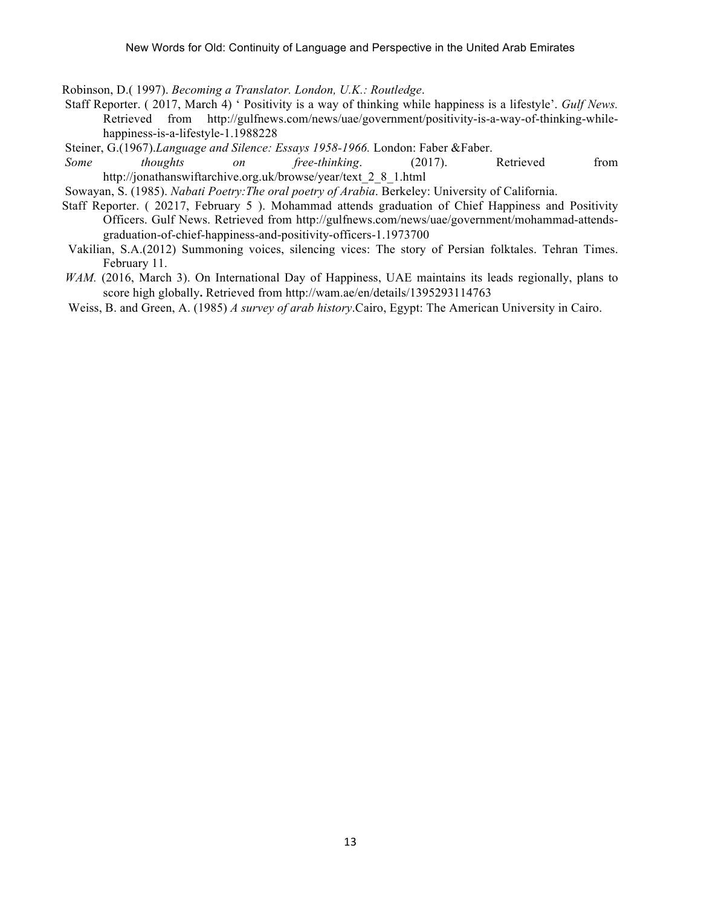Robinson, D.( 1997). *Becoming a Translator. London, U.K.: Routledge*.

Staff Reporter. ( 2017, March 4) ' Positivity is a way of thinking while happiness is a lifestyle'. *Gulf News.* Retrieved from http://gulfnews.com/news/uae/government/positivity-is-a-way-of-thinking-while-happiness-is-a-lifestyle-1.1988228

Steiner, G.(1967).*Language and Silence: Essays 1958-1966.* London: Faber &Faber.

*Some thoughts on free-thinking*. (2017). Retrieved from http://jonathanswiftarchive.org.uk/browse/year/text_2_8_1.html

Sowayan, S. (1985). *Nabati Poetry:The oral poetry of Arabia*. Berkeley: University of California.

Staff Reporter. ( 20217, February 5 ). Mohammad attends graduation of Chief Happiness and Positivity Officers. Gulf News. Retrieved from http://gulfnews.com/news/uae/government/mohammad-attends-graduation-of-chief-happiness-and-positivity-officers-1.1973700

Vakilian, S.A.(2012) Summoning voices, silencing vices: The story of Persian folktales. Tehran Times. February 11.

*WAM.* (2016, March 3). On International Day of Happiness, UAE maintains its leads regionally, plans to score high globally**.** Retrieved from http://wam.ae/en/details/1395293114763

Weiss, B. and Green, A. (1985) *A survey of arab history*.Cairo, Egypt: The American University in Cairo.